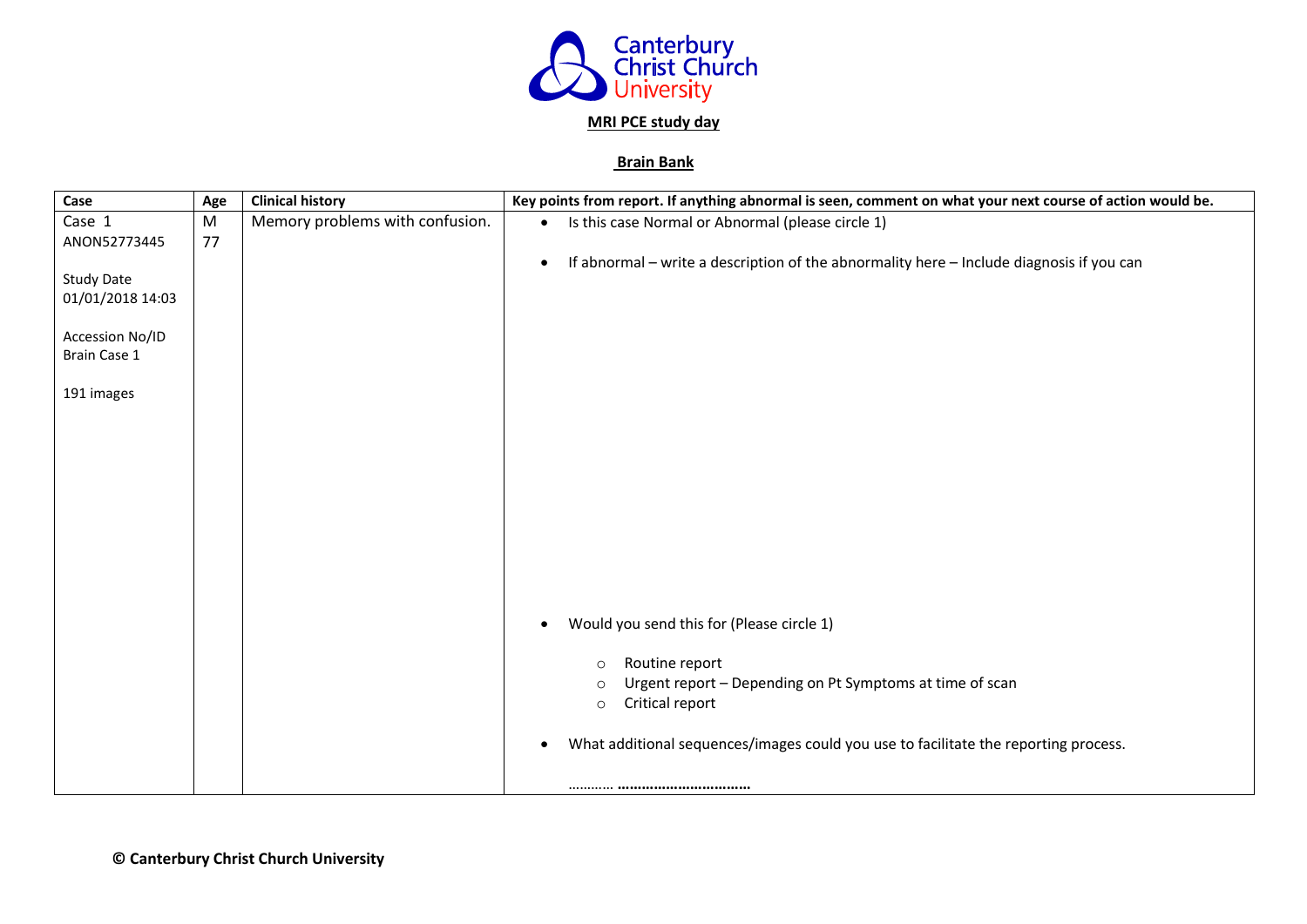Canterbury Christ Church University

**MRI PCE study day**

**Brain Bank**

| Case | Age | Clinical history | Key points from report. If anything abnormal is seen, comment on what your next course of action would be. |
|---|---|---|---|
| Case 1<br>ANON52773445<br><br>Study Date<br>01/01/2018 14:03<br><br>Accession No/ID<br>Brain Case 1<br><br>191 images | M<br>77 | Memory problems with confusion. | • Is this case Normal or Abnormal (please circle 1)<br><br>• If abnormal – write a description of the abnormality here – Include diagnosis if you can<br><br><br><br><br><br><br><br><br><br>• Would you send this for (Please circle 1)<br><br>○ Routine report<br>○ Urgent report – Depending on Pt Symptoms at time of scan<br>○ Critical report<br><br>• What additional sequences/images could you use to facilitate the reporting process.<br><br>………… **……………………………** |

**© Canterbury Christ Church University**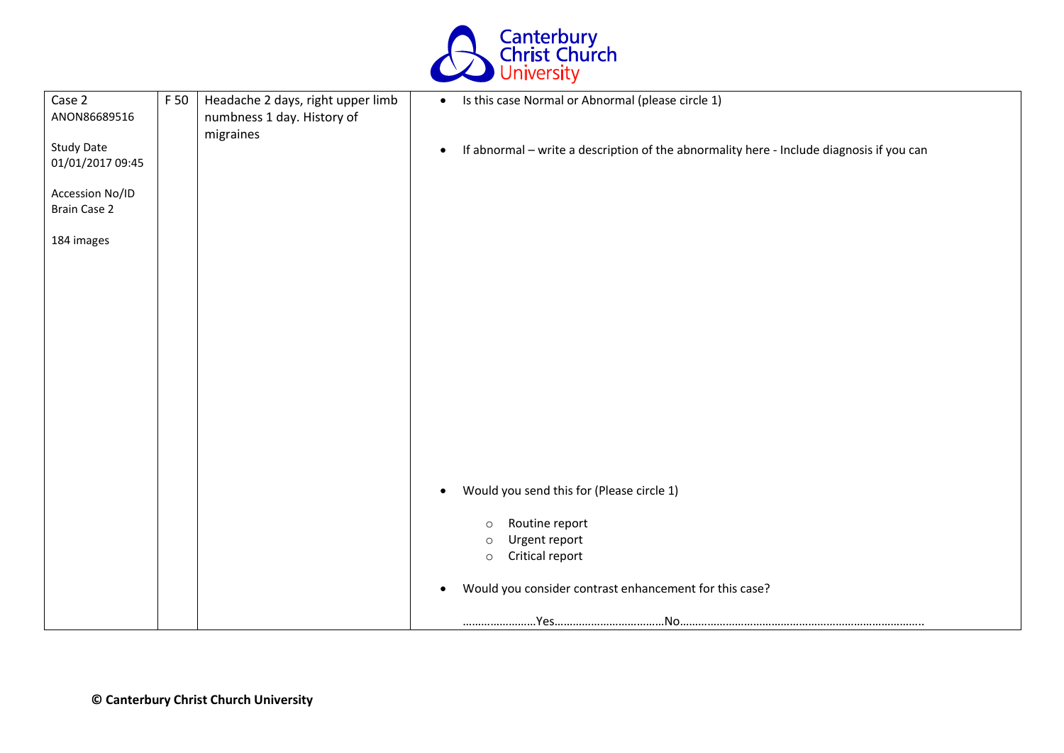Canterbury Christ Church University

| Case 2<br>ANON86689516<br><br>Study Date<br>01/01/2017 09:45<br><br>Accession No/ID<br>Brain Case 2<br><br>184 images | F 50 | Headache 2 days, right upper limb numbness 1 day. History of migraines | • Is this case Normal or Abnormal (please circle 1)<br><br>• If abnormal – write a description of the abnormality here - Include diagnosis if you can<br><br><br><br><br><br><br><br><br><br><br>• Would you send this for (Please circle 1)<br>&nbsp;&nbsp;&nbsp;&nbsp;○ Routine report<br>&nbsp;&nbsp;&nbsp;&nbsp;○ Urgent report<br>&nbsp;&nbsp;&nbsp;&nbsp;○ Critical report<br><br>• Would you consider contrast enhancement for this case?<br><br>……………………Yes………………………………No……………………………………………………………………… |
|---|---|---|---|

**© Canterbury Christ Church University**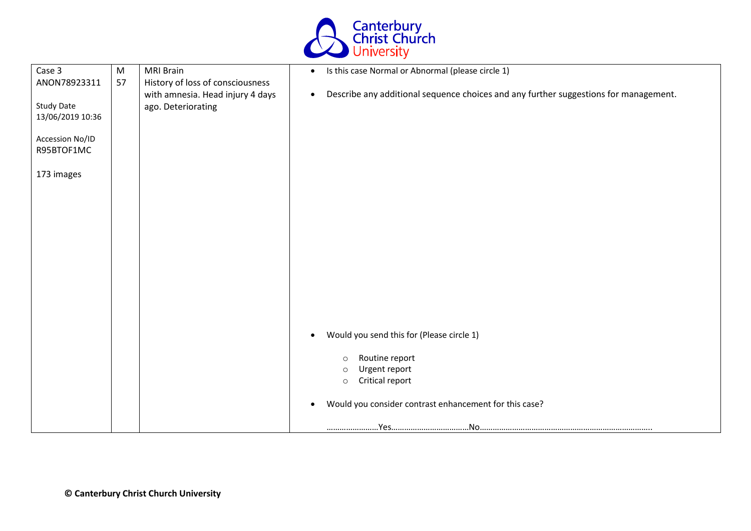| Case 3<br>ANON78923311<br><br>Study Date<br>13/06/2019 10:36<br><br>Accession No/ID<br>R95BTOF1MC<br><br>173 images | M<br>57 | MRI Brain<br>History of loss of consciousness with amnesia. Head injury 4 days ago. Deteriorating | • Is this case Normal or Abnormal (please circle 1)<br><br>• Describe any additional sequence choices and any further suggestions for management.<br><br><br><br><br><br><br><br><br><br>• Would you send this for (Please circle 1)<br><br>  ○ Routine report<br>  ○ Urgent report<br>  ○ Critical report<br><br>• Would you consider contrast enhancement for this case?<br><br>……………………Yes………………………………No……………………………………………………………………. |
|---|---|---|---|

**© Canterbury Christ Church University**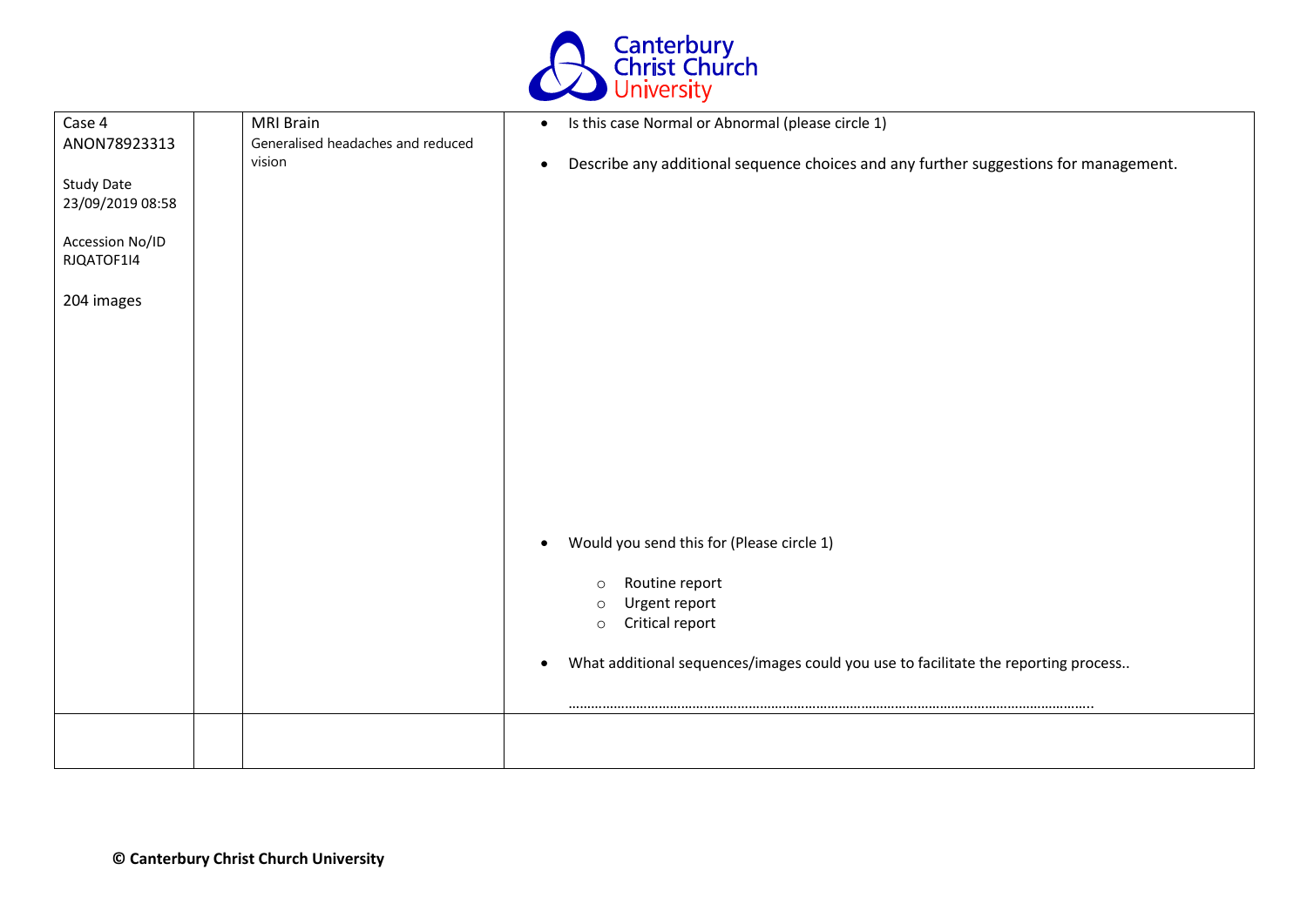| | | | |
|---|---|---|---|
| Case 4<br>ANON78923313<br><br>Study Date<br>23/09/2019 08:58<br><br>Accession No/ID<br>RJQATOF1I4<br><br>204 images | | MRI Brain<br>Generalised headaches and reduced vision | • Is this case Normal or Abnormal (please circle 1)<br><br>• Describe any additional sequence choices and any further suggestions for management.<br><br><br><br><br><br><br><br><br><br><br>• Would you send this for (Please circle 1)<br><br>○ Routine report<br>○ Urgent report<br>○ Critical report<br><br>• What additional sequences/images could you use to facilitate the reporting process..<br><br>……………………………………………………………………………………………………………………….. |
| | | | |

**© Canterbury Christ Church University**